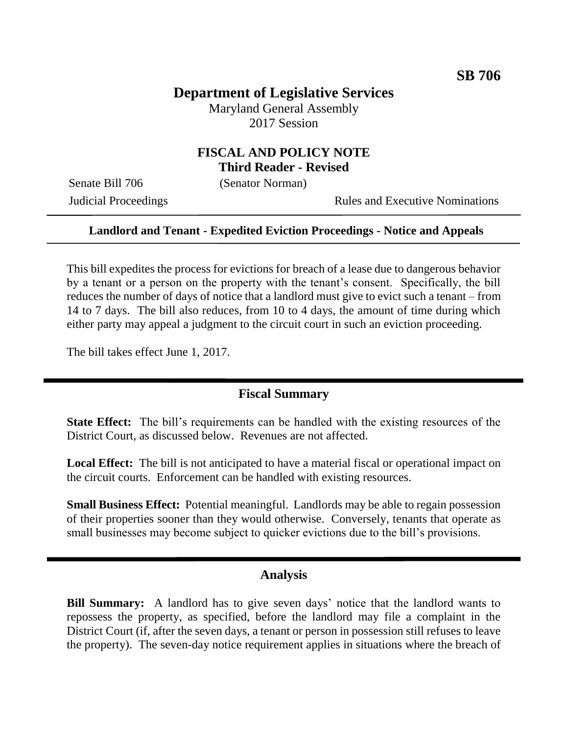**SB 706**

# Department of Legislative Services

Maryland General Assembly
2017 Session

## FISCAL AND POLICY NOTE
### Third Reader - Revised

Senate Bill 706 (Senator Norman)
Judicial Proceedings Rules and Executive Nominations

**Landlord and Tenant - Expedited Eviction Proceedings - Notice and Appeals**

This bill expedites the process for evictions for breach of a lease due to dangerous behavior by a tenant or a person on the property with the tenant's consent. Specifically, the bill reduces the number of days of notice that a landlord must give to evict such a tenant – from 14 to 7 days. The bill also reduces, from 10 to 4 days, the amount of time during which either party may appeal a judgment to the circuit court in such an eviction proceeding.

The bill takes effect June 1, 2017.

## Fiscal Summary

**State Effect:** The bill's requirements can be handled with the existing resources of the District Court, as discussed below. Revenues are not affected.

**Local Effect:** The bill is not anticipated to have a material fiscal or operational impact on the circuit courts. Enforcement can be handled with existing resources.

**Small Business Effect:** Potential meaningful. Landlords may be able to regain possession of their properties sooner than they would otherwise. Conversely, tenants that operate as small businesses may become subject to quicker evictions due to the bill's provisions.

## Analysis

**Bill Summary:** A landlord has to give seven days' notice that the landlord wants to repossess the property, as specified, before the landlord may file a complaint in the District Court (if, after the seven days, a tenant or person in possession still refuses to leave the property). The seven-day notice requirement applies in situations where the breach of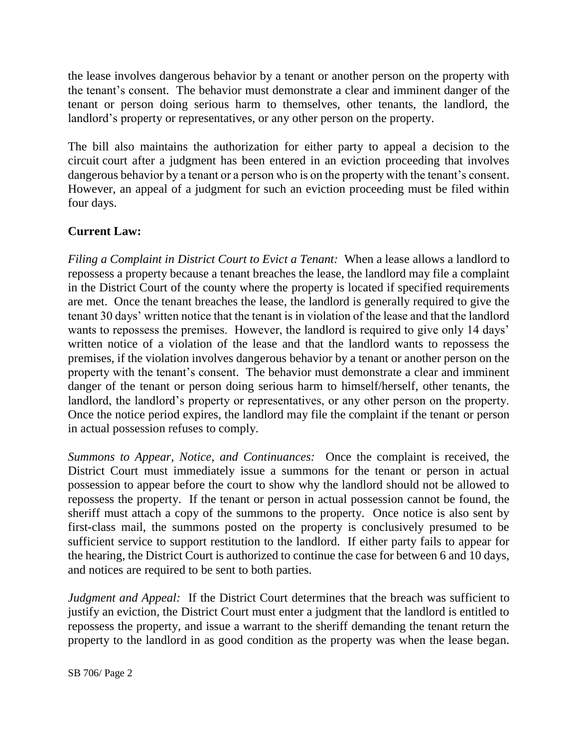the lease involves dangerous behavior by a tenant or another person on the property with the tenant's consent. The behavior must demonstrate a clear and imminent danger of the tenant or person doing serious harm to themselves, other tenants, the landlord, the landlord's property or representatives, or any other person on the property.

The bill also maintains the authorization for either party to appeal a decision to the circuit court after a judgment has been entered in an eviction proceeding that involves dangerous behavior by a tenant or a person who is on the property with the tenant's consent. However, an appeal of a judgment for such an eviction proceeding must be filed within four days.

**Current Law:**

*Filing a Complaint in District Court to Evict a Tenant:* When a lease allows a landlord to repossess a property because a tenant breaches the lease, the landlord may file a complaint in the District Court of the county where the property is located if specified requirements are met. Once the tenant breaches the lease, the landlord is generally required to give the tenant 30 days' written notice that the tenant is in violation of the lease and that the landlord wants to repossess the premises. However, the landlord is required to give only 14 days' written notice of a violation of the lease and that the landlord wants to repossess the premises, if the violation involves dangerous behavior by a tenant or another person on the property with the tenant's consent. The behavior must demonstrate a clear and imminent danger of the tenant or person doing serious harm to himself/herself, other tenants, the landlord, the landlord's property or representatives, or any other person on the property. Once the notice period expires, the landlord may file the complaint if the tenant or person in actual possession refuses to comply.

*Summons to Appear, Notice, and Continuances:* Once the complaint is received, the District Court must immediately issue a summons for the tenant or person in actual possession to appear before the court to show why the landlord should not be allowed to repossess the property. If the tenant or person in actual possession cannot be found, the sheriff must attach a copy of the summons to the property. Once notice is also sent by first-class mail, the summons posted on the property is conclusively presumed to be sufficient service to support restitution to the landlord. If either party fails to appear for the hearing, the District Court is authorized to continue the case for between 6 and 10 days, and notices are required to be sent to both parties.

*Judgment and Appeal:* If the District Court determines that the breach was sufficient to justify an eviction, the District Court must enter a judgment that the landlord is entitled to repossess the property, and issue a warrant to the sheriff demanding the tenant return the property to the landlord in as good condition as the property was when the lease began.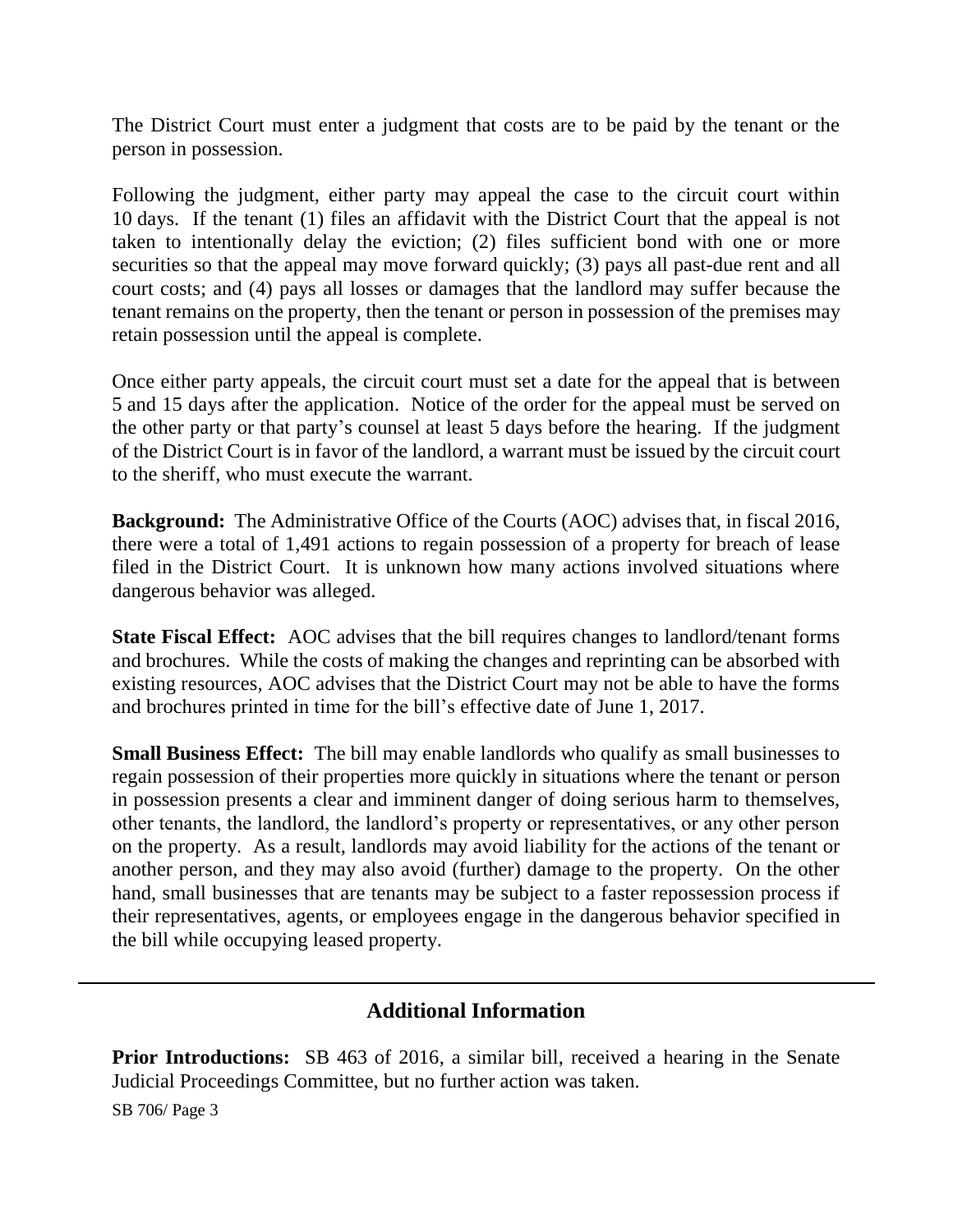The District Court must enter a judgment that costs are to be paid by the tenant or the person in possession.

Following the judgment, either party may appeal the case to the circuit court within 10 days. If the tenant (1) files an affidavit with the District Court that the appeal is not taken to intentionally delay the eviction; (2) files sufficient bond with one or more securities so that the appeal may move forward quickly; (3) pays all past-due rent and all court costs; and (4) pays all losses or damages that the landlord may suffer because the tenant remains on the property, then the tenant or person in possession of the premises may retain possession until the appeal is complete.

Once either party appeals, the circuit court must set a date for the appeal that is between 5 and 15 days after the application. Notice of the order for the appeal must be served on the other party or that party's counsel at least 5 days before the hearing. If the judgment of the District Court is in favor of the landlord, a warrant must be issued by the circuit court to the sheriff, who must execute the warrant.

**Background:** The Administrative Office of the Courts (AOC) advises that, in fiscal 2016, there were a total of 1,491 actions to regain possession of a property for breach of lease filed in the District Court. It is unknown how many actions involved situations where dangerous behavior was alleged.

**State Fiscal Effect:** AOC advises that the bill requires changes to landlord/tenant forms and brochures. While the costs of making the changes and reprinting can be absorbed with existing resources, AOC advises that the District Court may not be able to have the forms and brochures printed in time for the bill's effective date of June 1, 2017.

**Small Business Effect:** The bill may enable landlords who qualify as small businesses to regain possession of their properties more quickly in situations where the tenant or person in possession presents a clear and imminent danger of doing serious harm to themselves, other tenants, the landlord, the landlord's property or representatives, or any other person on the property. As a result, landlords may avoid liability for the actions of the tenant or another person, and they may also avoid (further) damage to the property. On the other hand, small businesses that are tenants may be subject to a faster repossession process if their representatives, agents, or employees engage in the dangerous behavior specified in the bill while occupying leased property.

## Additional Information

**Prior Introductions:** SB 463 of 2016, a similar bill, received a hearing in the Senate Judicial Proceedings Committee, but no further action was taken.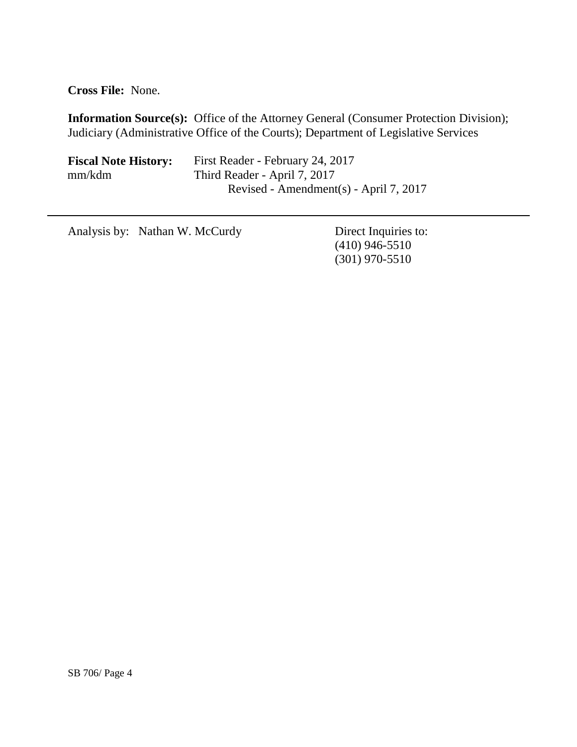**Cross File:** None.

**Information Source(s):** Office of the Attorney General (Consumer Protection Division); Judiciary (Administrative Office of the Courts); Department of Legislative Services

**Fiscal Note History:** First Reader - February 24, 2017
mm/kdm Third Reader - April 7, 2017
Revised - Amendment(s) - April 7, 2017

---

Analysis by: Nathan W. McCurdy

Direct Inquiries to:
(410) 946-5510
(301) 970-5510